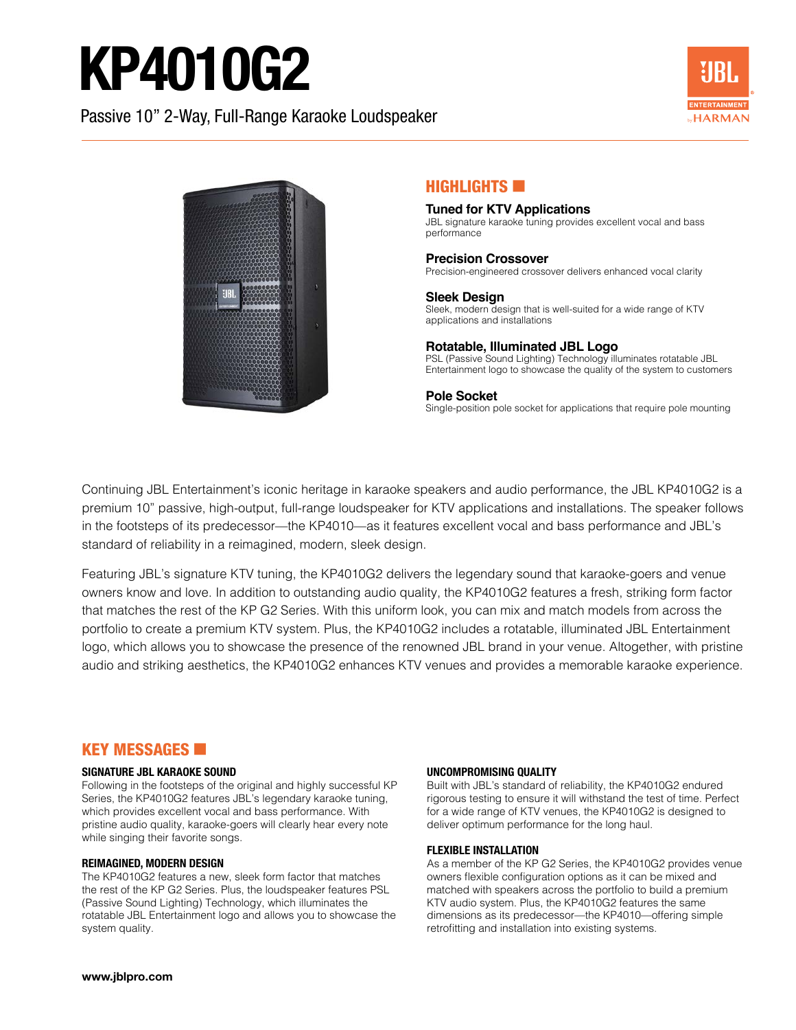# KP4010G2

Passive 10" 2-Way, Full-Range Karaoke Loudspeaker

## HIGHLIGHTS

**Tuned for KTV Applications**
JBL signature karaoke tuning provides excellent vocal and bass performance

**Precision Crossover**
Precision-engineered crossover delivers enhanced vocal clarity

**Sleek Design**
Sleek, modern design that is well-suited for a wide range of KTV applications and installations

**Rotatable, Illuminated JBL Logo**
PSL (Passive Sound Lighting) Technology illuminates rotatable JBL Entertainment logo to showcase the quality of the system to customers

**Pole Socket**
Single-position pole socket for applications that require pole mounting

Continuing JBL Entertainment's iconic heritage in karaoke speakers and audio performance, the JBL KP4010G2 is a premium 10" passive, high-output, full-range loudspeaker for KTV applications and installations. The speaker follows in the footsteps of its predecessor—the KP4010—as it features excellent vocal and bass performance and JBL's standard of reliability in a reimagined, modern, sleek design.

Featuring JBL's signature KTV tuning, the KP4010G2 delivers the legendary sound that karaoke-goers and venue owners know and love. In addition to outstanding audio quality, the KP4010G2 features a fresh, striking form factor that matches the rest of the KP G2 Series. With this uniform look, you can mix and match models from across the portfolio to create a premium KTV system. Plus, the KP4010G2 includes a rotatable, illuminated JBL Entertainment logo, which allows you to showcase the presence of the renowned JBL brand in your venue. Altogether, with pristine audio and striking aesthetics, the KP4010G2 enhances KTV venues and provides a memorable karaoke experience.

## KEY MESSAGES

### SIGNATURE JBL KARAOKE SOUND

Following in the footsteps of the original and highly successful KP Series, the KP4010G2 features JBL's legendary karaoke tuning, which provides excellent vocal and bass performance. With pristine audio quality, karaoke-goers will clearly hear every note while singing their favorite songs.

### REIMAGINED, MODERN DESIGN

The KP4010G2 features a new, sleek form factor that matches the rest of the KP G2 Series. Plus, the loudspeaker features PSL (Passive Sound Lighting) Technology, which illuminates the rotatable JBL Entertainment logo and allows you to showcase the system quality.

### UNCOMPROMISING QUALITY

Built with JBL's standard of reliability, the KP4010G2 endured rigorous testing to ensure it will withstand the test of time. Perfect for a wide range of KTV venues, the KP4010G2 is designed to deliver optimum performance for the long haul.

### FLEXIBLE INSTALLATION

As a member of the KP G2 Series, the KP4010G2 provides venue owners flexible configuration options as it can be mixed and matched with speakers across the portfolio to build a premium KTV audio system. Plus, the KP4010G2 features the same dimensions as its predecessor—the KP4010—offering simple retrofitting and installation into existing systems.

**www.jblpro.com**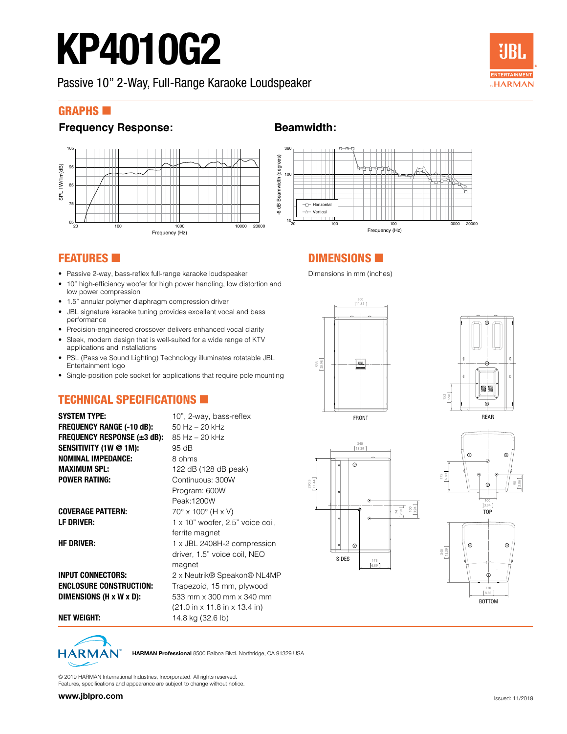# KP4010G2

Passive 10" 2-Way, Full-Range Karaoke Loudspeaker

## GRAPHS

### Frequency Response:

105
95
85
75
65
SPL 1W/1m(dB)
20
100
1000
10000
20000
Frequency (Hz)

### Beamwidth:

360
100
10
-6 dB Beamwidth (degrees)
Horizontal
Vertical
20
100
100
0000
20000
Frequency (Hz)

## FEATURES

- Passive 2-way, bass-reflex full-range karaoke loudspeaker
- 10" high-efficiency woofer for high power handling, low distortion and low power compression
- 1.5" annular polymer diaphragm compression driver
- JBL signature karaoke tuning provides excellent vocal and bass performance
- Precision-engineered crossover delivers enhanced vocal clarity
- Sleek, modern design that is well-suited for a wide range of KTV applications and installations
- PSL (Passive Sound Lighting) Technology illuminates rotatable JBL Entertainment logo
- Single-position pole socket for applications that require pole mounting

## TECHNICAL SPECIFICATIONS

| | |
|---|---|
| **SYSTEM TYPE:** | 10", 2-way, bass-reflex |
| **FREQUENCY RANGE (-10 dB):** | 50 Hz – 20 kHz |
| **FREQUENCY RESPONSE (±3 dB):** | 85 Hz – 20 kHz |
| **SENSITIVITY (1W @ 1M):** | 95 dB |
| **NOMINAL IMPEDANCE:** | 8 ohms |
| **MAXIMUM SPL:** | 122 dB (128 dB peak) |
| **POWER RATING:** | Continuous: 300W<br>Program: 600W<br>Peak:1200W |
| **COVERAGE PATTERN:** | 70° x 100° (H x V) |
| **LF DRIVER:** | 1 x 10" woofer, 2.5" voice coil, ferrite magnet |
| **HF DRIVER:** | 1 x JBL 2408H-2 compression driver, 1.5" voice coil, NEO magnet |
| **INPUT CONNECTORS:** | 2 x Neutrik® Speakon® NL4MP |
| **ENCLOSURE CONSTRUCTION:** | Trapezoid, 15 mm, plywood |
| **DIMENSIONS (H x W x D):** | 533 mm x 300 mm x 340 mm<br>(21.0 in x 11.8 in x 13.4 in) |
| **NET WEIGHT:** | 14.8 kg (32.6 lb) |

## DIMENSIONS

Dimensions in mm (inches)

300 [11.81]
533 [20.98]
FRONT
152 [5.98]
REAR
340 [13.39]
290.5 [11.44]
74 [2.91]
100 [3.94]
175 [6.89]
SIDES
175 [6.89]
98 [3.86]
100 [3.94]
TOP
340 [13.39]
220 [8.66]
BOTTOM

**HARMAN Professional** 8500 Balboa Blvd. Northridge, CA 91329 USA

© 2019 HARMAN International Industries, Incorporated. All rights reserved.
Features, specifications and appearance are subject to change without notice.

**www.jblpro.com**

Issued: 11/2019